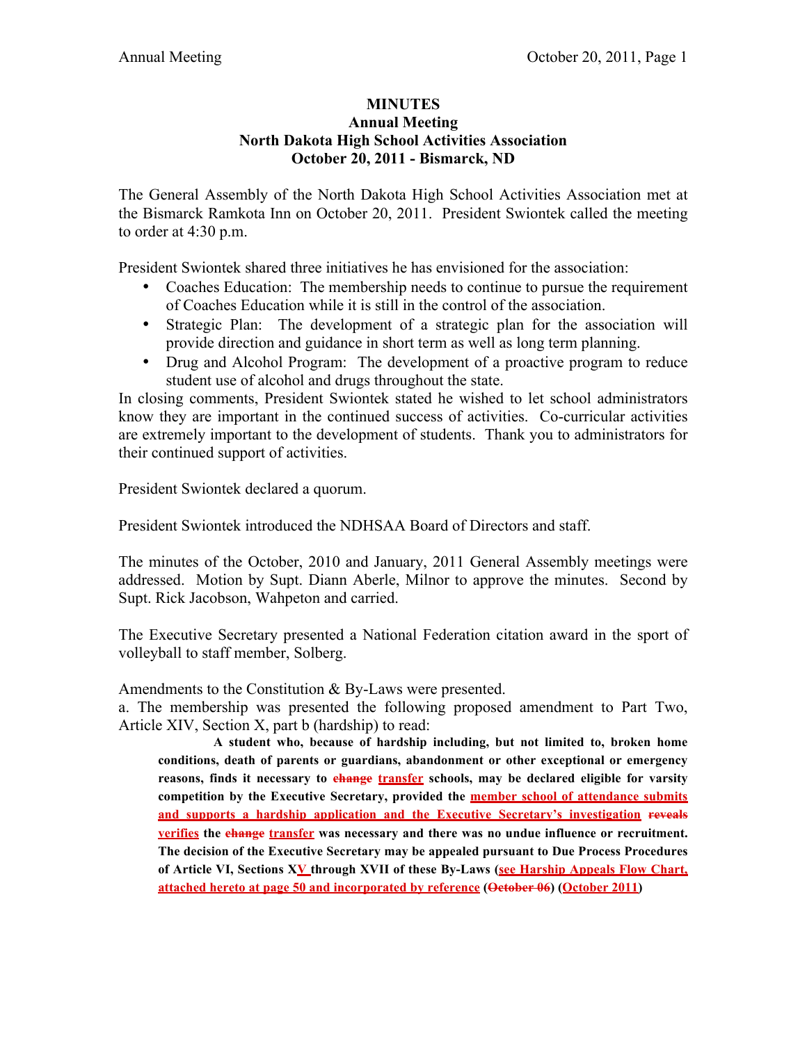**MINUTES**
**Annual Meeting**
**North Dakota High School Activities Association**
**October 20, 2011 - Bismarck, ND**

The General Assembly of the North Dakota High School Activities Association met at the Bismarck Ramkota Inn on October 20, 2011. President Swiontek called the meeting to order at 4:30 p.m.

President Swiontek shared three initiatives he has envisioned for the association:

- Coaches Education: The membership needs to continue to pursue the requirement of Coaches Education while it is still in the control of the association.
- Strategic Plan: The development of a strategic plan for the association will provide direction and guidance in short term as well as long term planning.
- Drug and Alcohol Program: The development of a proactive program to reduce student use of alcohol and drugs throughout the state.

In closing comments, President Swiontek stated he wished to let school administrators know they are important in the continued success of activities. Co-curricular activities are extremely important to the development of students. Thank you to administrators for their continued support of activities.

President Swiontek declared a quorum.

President Swiontek introduced the NDHSAA Board of Directors and staff.

The minutes of the October, 2010 and January, 2011 General Assembly meetings were addressed. Motion by Supt. Diann Aberle, Milnor to approve the minutes. Second by Supt. Rick Jacobson, Wahpeton and carried.

The Executive Secretary presented a National Federation citation award in the sport of volleyball to staff member, Solberg.

Amendments to the Constitution & By-Laws were presented.

a. The membership was presented the following proposed amendment to Part Two, Article XIV, Section X, part b (hardship) to read:

> **A student who, because of hardship including, but not limited to, broken home conditions, death of parents or guardians, abandonment or other exceptional or emergency reasons, finds it necessary to ~~change~~ transfer schools, may be declared eligible for varsity competition by the Executive Secretary, provided the member school of attendance submits and supports a hardship application and the Executive Secretary's investigation ~~reveals~~ verifies the ~~change~~ transfer was necessary and there was no undue influence or recruitment. The decision of the Executive Secretary may be appealed pursuant to Due Process Procedures of Article VI, Sections XV through XVII of these By-Laws (see Harship Appeals Flow Chart, attached hereto at page 50 and incorporated by reference (~~October 06~~) (October 2011)**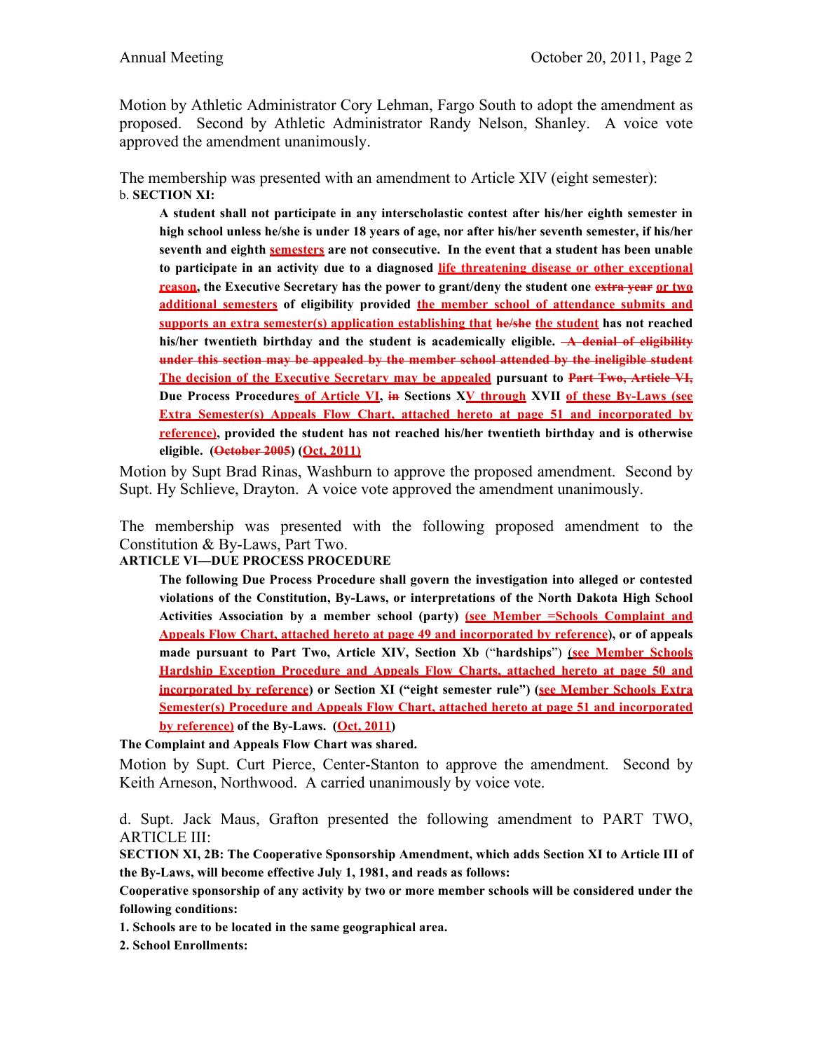Motion by Athletic Administrator Cory Lehman, Fargo South to adopt the amendment as proposed. Second by Athletic Administrator Randy Nelson, Shanley. A voice vote approved the amendment unanimously.

The membership was presented with an amendment to Article XIV (eight semester):

b. **SECTION XI:**

> **A student shall not participate in any interscholastic contest after his/her eighth semester in high school unless he/she is under 18 years of age, nor after his/her seventh semester, if his/her seventh and eighth semesters are not consecutive. In the event that a student has been unable to participate in an activity due to a diagnosed life threatening disease or other exceptional reason, the Executive Secretary has the power to grant/deny the student one ~~extra year~~ or two additional semesters of eligibility provided the member school of attendance submits and supports an extra semester(s) application establishing that ~~he/she~~ the student has not reached his/her twentieth birthday and the student is academically eligible. ~~A denial of eligibility under this section may be appealed by the member school attended by the ineligible student~~ The decision of the Executive Secretary may be appealed pursuant to ~~Part Two, Article VI,~~ Due Process Procedures of Article VI, ~~in~~ Sections XV through XVII of these By-Laws (see Extra Semester(s) Appeals Flow Chart, attached hereto at page 51 and incorporated by reference), provided the student has not reached his/her twentieth birthday and is otherwise eligible. (~~October 2005~~) (Oct, 2011)**

Motion by Supt Brad Rinas, Washburn to approve the proposed amendment. Second by Supt. Hy Schlieve, Drayton. A voice vote approved the amendment unanimously.

The membership was presented with the following proposed amendment to the Constitution & By-Laws, Part Two.

**ARTICLE VI—DUE PROCESS PROCEDURE**

> **The following Due Process Procedure shall govern the investigation into alleged or contested violations of the Constitution, By-Laws, or interpretations of the North Dakota High School Activities Association by a member school (party) (see Member =Schools Complaint and Appeals Flow Chart, attached hereto at page 49 and incorporated by reference), or of appeals made pursuant to Part Two, Article XIV, Section Xb ("hardships") (see Member Schools Hardship Exception Procedure and Appeals Flow Charts, attached hereto at page 50 and incorporated by reference) or Section XI ("eight semester rule") (see Member Schools Extra Semester(s) Procedure and Appeals Flow Chart, attached hereto at page 51 and incorporated by reference) of the By-Laws. (Oct, 2011)**

**The Complaint and Appeals Flow Chart was shared.**

Motion by Supt. Curt Pierce, Center-Stanton to approve the amendment. Second by Keith Arneson, Northwood. A carried unanimously by voice vote.

d. Supt. Jack Maus, Grafton presented the following amendment to PART TWO, ARTICLE III:

**SECTION XI, 2B: The Cooperative Sponsorship Amendment, which adds Section XI to Article III of the By-Laws, will become effective July 1, 1981, and reads as follows:**

**Cooperative sponsorship of any activity by two or more member schools will be considered under the following conditions:**

**1. Schools are to be located in the same geographical area.**

**2. School Enrollments:**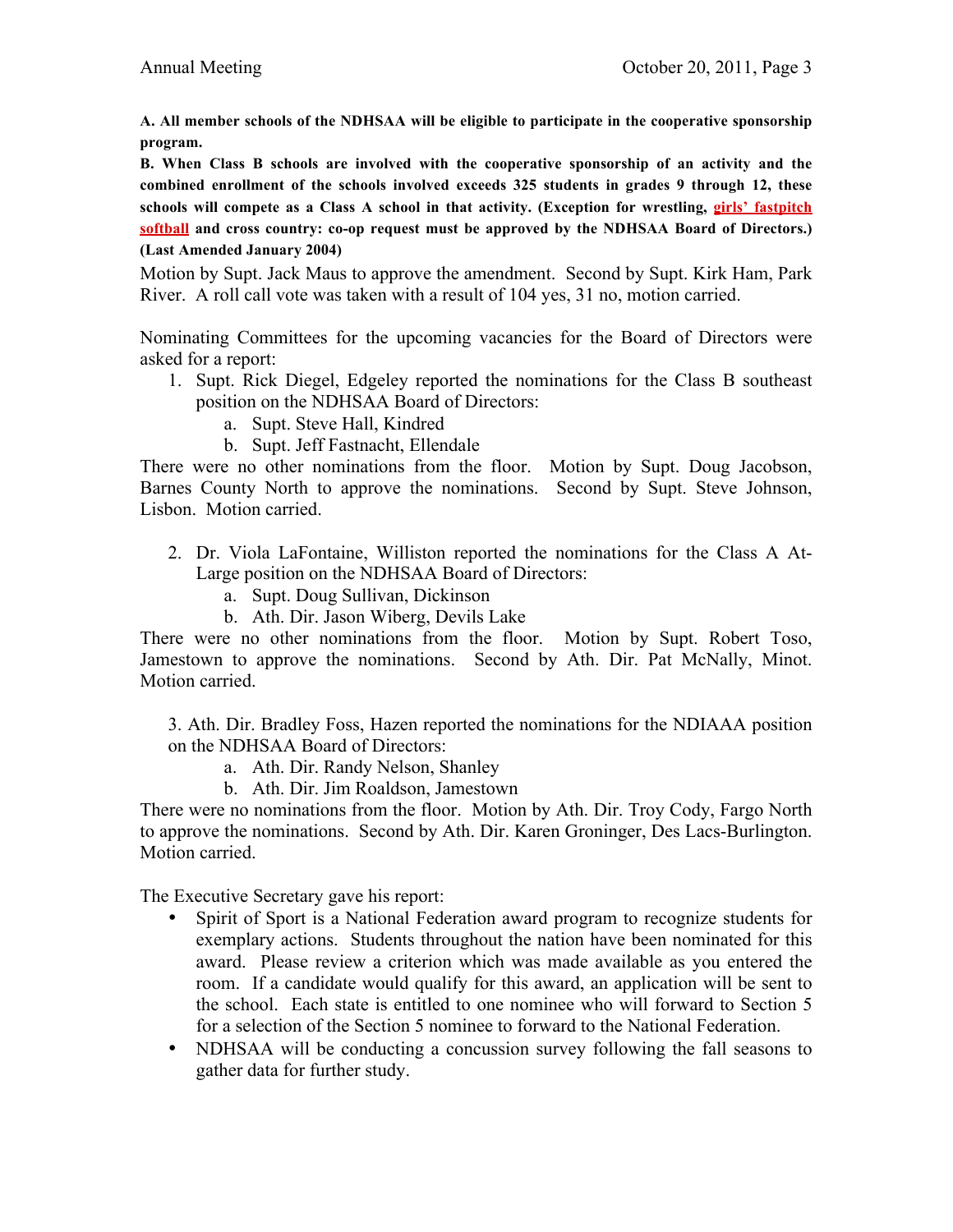**A. All member schools of the NDHSAA will be eligible to participate in the cooperative sponsorship program.**

**B. When Class B schools are involved with the cooperative sponsorship of an activity and the combined enrollment of the schools involved exceeds 325 students in grades 9 through 12, these schools will compete as a Class A school in that activity. (Exception for wrestling, girls' fastpitch softball and cross country: co-op request must be approved by the NDHSAA Board of Directors.) (Last Amended January 2004)**

Motion by Supt. Jack Maus to approve the amendment. Second by Supt. Kirk Ham, Park River. A roll call vote was taken with a result of 104 yes, 31 no, motion carried.

Nominating Committees for the upcoming vacancies for the Board of Directors were asked for a report:

1. Supt. Rick Diegel, Edgeley reported the nominations for the Class B southeast position on the NDHSAA Board of Directors:
   a. Supt. Steve Hall, Kindred
   b. Supt. Jeff Fastnacht, Ellendale

There were no other nominations from the floor. Motion by Supt. Doug Jacobson, Barnes County North to approve the nominations. Second by Supt. Steve Johnson, Lisbon. Motion carried.

2. Dr. Viola LaFontaine, Williston reported the nominations for the Class A At-Large position on the NDHSAA Board of Directors:
   a. Supt. Doug Sullivan, Dickinson
   b. Ath. Dir. Jason Wiberg, Devils Lake

There were no other nominations from the floor. Motion by Supt. Robert Toso, Jamestown to approve the nominations. Second by Ath. Dir. Pat McNally, Minot. Motion carried.

3. Ath. Dir. Bradley Foss, Hazen reported the nominations for the NDIAAA position on the NDHSAA Board of Directors:
   a. Ath. Dir. Randy Nelson, Shanley
   b. Ath. Dir. Jim Roaldson, Jamestown

There were no nominations from the floor. Motion by Ath. Dir. Troy Cody, Fargo North to approve the nominations. Second by Ath. Dir. Karen Groninger, Des Lacs-Burlington. Motion carried.

The Executive Secretary gave his report:

- Spirit of Sport is a National Federation award program to recognize students for exemplary actions. Students throughout the nation have been nominated for this award. Please review a criterion which was made available as you entered the room. If a candidate would qualify for this award, an application will be sent to the school. Each state is entitled to one nominee who will forward to Section 5 for a selection of the Section 5 nominee to forward to the National Federation.
- NDHSAA will be conducting a concussion survey following the fall seasons to gather data for further study.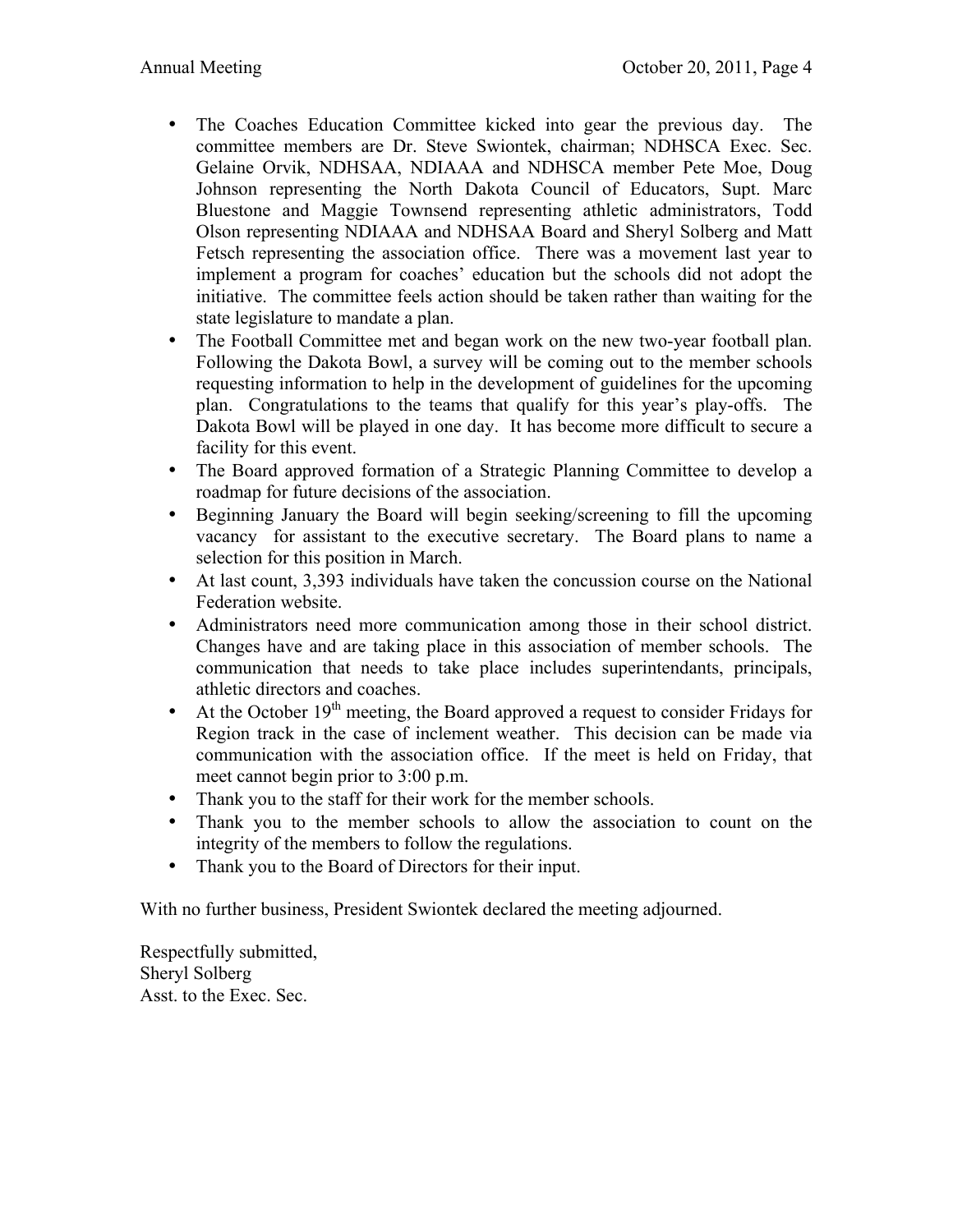- The Coaches Education Committee kicked into gear the previous day. The committee members are Dr. Steve Swiontek, chairman; NDHSCA Exec. Sec. Gelaine Orvik, NDHSAA, NDIAAA and NDHSCA member Pete Moe, Doug Johnson representing the North Dakota Council of Educators, Supt. Marc Bluestone and Maggie Townsend representing athletic administrators, Todd Olson representing NDIAAA and NDHSAA Board and Sheryl Solberg and Matt Fetsch representing the association office. There was a movement last year to implement a program for coaches' education but the schools did not adopt the initiative. The committee feels action should be taken rather than waiting for the state legislature to mandate a plan.
- The Football Committee met and began work on the new two-year football plan. Following the Dakota Bowl, a survey will be coming out to the member schools requesting information to help in the development of guidelines for the upcoming plan. Congratulations to the teams that qualify for this year's play-offs. The Dakota Bowl will be played in one day. It has become more difficult to secure a facility for this event.
- The Board approved formation of a Strategic Planning Committee to develop a roadmap for future decisions of the association.
- Beginning January the Board will begin seeking/screening to fill the upcoming vacancy for assistant to the executive secretary. The Board plans to name a selection for this position in March.
- At last count, 3,393 individuals have taken the concussion course on the National Federation website.
- Administrators need more communication among those in their school district. Changes have and are taking place in this association of member schools. The communication that needs to take place includes superintendants, principals, athletic directors and coaches.
- At the October 19th meeting, the Board approved a request to consider Fridays for Region track in the case of inclement weather. This decision can be made via communication with the association office. If the meet is held on Friday, that meet cannot begin prior to 3:00 p.m.
- Thank you to the staff for their work for the member schools.
- Thank you to the member schools to allow the association to count on the integrity of the members to follow the regulations.
- Thank you to the Board of Directors for their input.

With no further business, President Swiontek declared the meeting adjourned.

Respectfully submitted,
Sheryl Solberg
Asst. to the Exec. Sec.